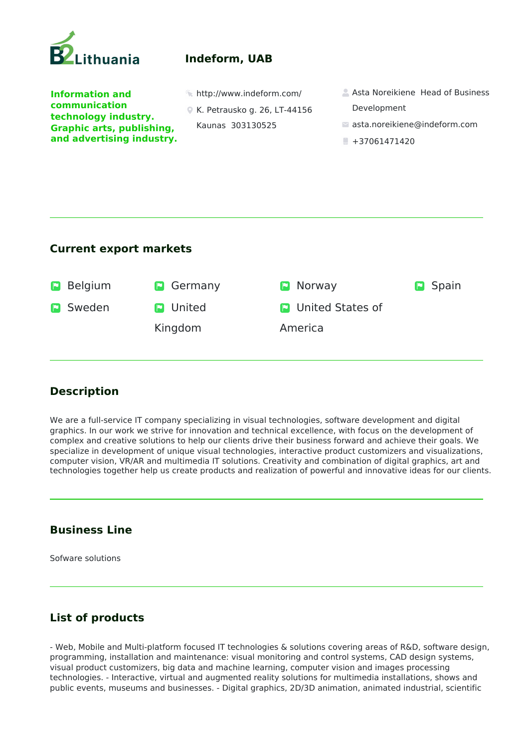B2Lithuania

# Indeform, UAB

**Information and communication technology industry. Graphic arts, publishing, and advertising industry.**

http://www.indeform.com/

K. Petrausko g. 26, LT-44156 Kaunas 303130525

Asta Noreikiene Head of Business Development

asta.noreikiene@indeform.com

+37061471420

## Current export markets

- Belgium
- Germany
- Norway
- Spain
- Sweden
- United Kingdom
- United States of America

## Description

We are a full-service IT company specializing in visual technologies, software development and digital graphics. In our work we strive for innovation and technical excellence, with focus on the development of complex and creative solutions to help our clients drive their business forward and achieve their goals. We specialize in development of unique visual technologies, interactive product customizers and visualizations, computer vision, VR/AR and multimedia IT solutions. Creativity and combination of digital graphics, art and technologies together help us create products and realization of powerful and innovative ideas for our clients.

## Business Line

Sofware solutions

## List of products

- Web, Mobile and Multi-platform focused IT technologies & solutions covering areas of R&D, software design, programming, installation and maintenance: visual monitoring and control systems, CAD design systems, visual product customizers, big data and machine learning, computer vision and images processing technologies. - Interactive, virtual and augmented reality solutions for multimedia installations, shows and public events, museums and businesses. - Digital graphics, 2D/3D animation, animated industrial, scientific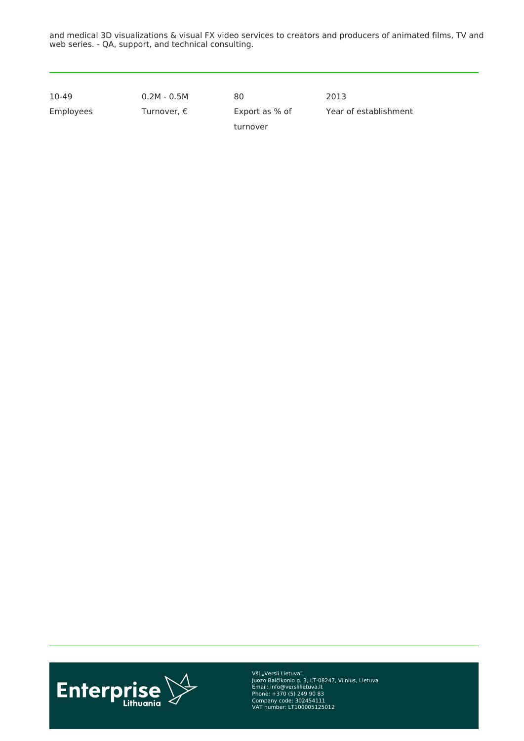and medical 3D visualizations & visual FX video services to creators and producers of animated films, TV and web series. - QA, support, and technical consulting.

---

| | | | |
|---|---|---|---|
| 10-49 | 0.2M - 0.5M | 80 | 2013 |
| Employees | Turnover, € | Export as % of turnover | Year of establishment |

VšĮ „Versli Lietuva"
Juozo Balčikonio g. 3, LT-08247, Vilnius, Lietuva
Email: info@verslilietuva.lt
Phone: +370 (5) 249 90 83
Company code: 302454111
VAT number: LT100005125012